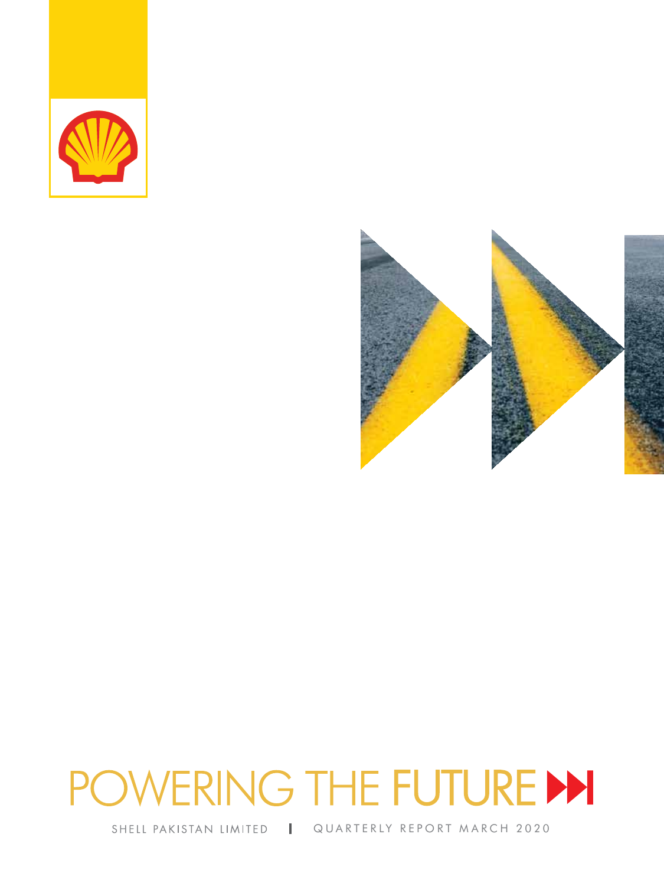# POWERING THE FUTURE

SHELL PAKISTAN LIMITED | QUARTERLY REPORT MARCH 2020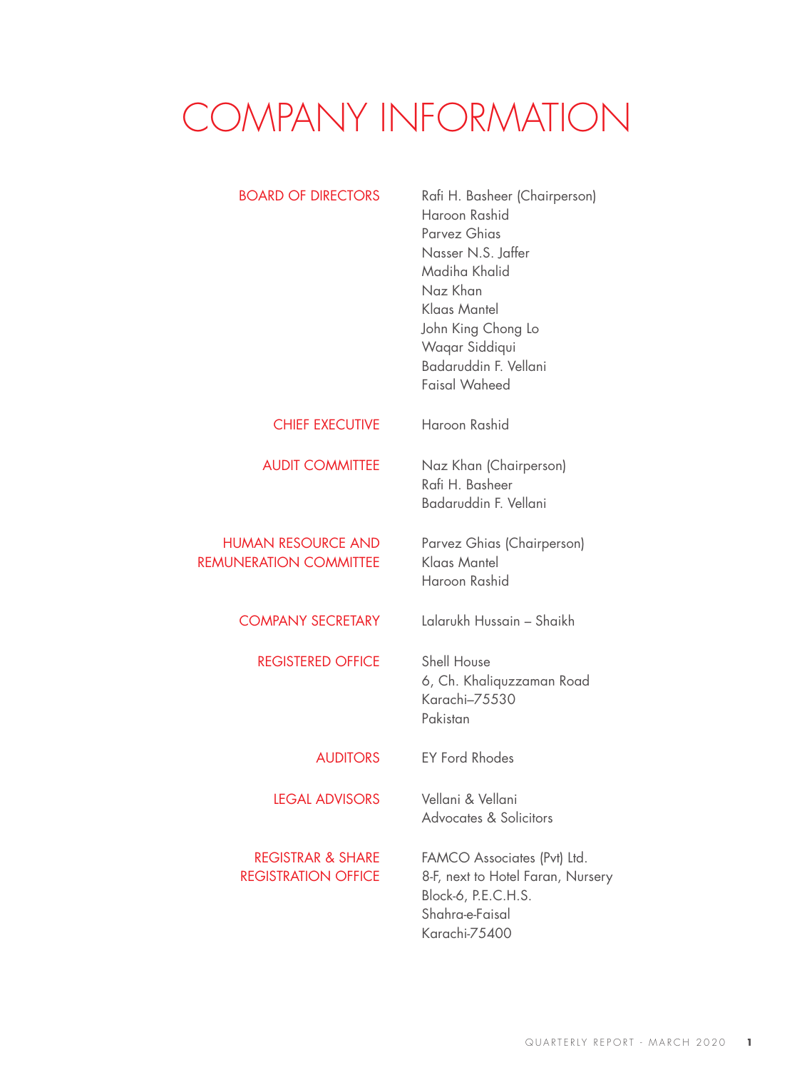# COMPANY INFORMATION

| | |
|---|---|
| BOARD OF DIRECTORS | Rafi H. Basheer (Chairperson)<br>Haroon Rashid<br>Parvez Ghias<br>Nasser N.S. Jaffer<br>Madiha Khalid<br>Naz Khan<br>Klaas Mantel<br>John King Chong Lo<br>Waqar Siddiqui<br>Badaruddin F. Vellani<br>Faisal Waheed |
| CHIEF EXECUTIVE | Haroon Rashid |
| AUDIT COMMITTEE | Naz Khan (Chairperson)<br>Rafi H. Basheer<br>Badaruddin F. Vellani |
| HUMAN RESOURCE AND REMUNERATION COMMITTEE | Parvez Ghias (Chairperson)<br>Klaas Mantel<br>Haroon Rashid |
| COMPANY SECRETARY | Lalarukh Hussain – Shaikh |
| REGISTERED OFFICE | Shell House<br>6, Ch. Khaliquzzaman Road<br>Karachi–75530<br>Pakistan |
| AUDITORS | EY Ford Rhodes |
| LEGAL ADVISORS | Vellani & Vellani<br>Advocates & Solicitors |
| REGISTRAR & SHARE REGISTRATION OFFICE | FAMCO Associates (Pvt) Ltd.<br>8-F, next to Hotel Faran, Nursery<br>Block-6, P.E.C.H.S.<br>Shahra-e-Faisal<br>Karachi-75400 |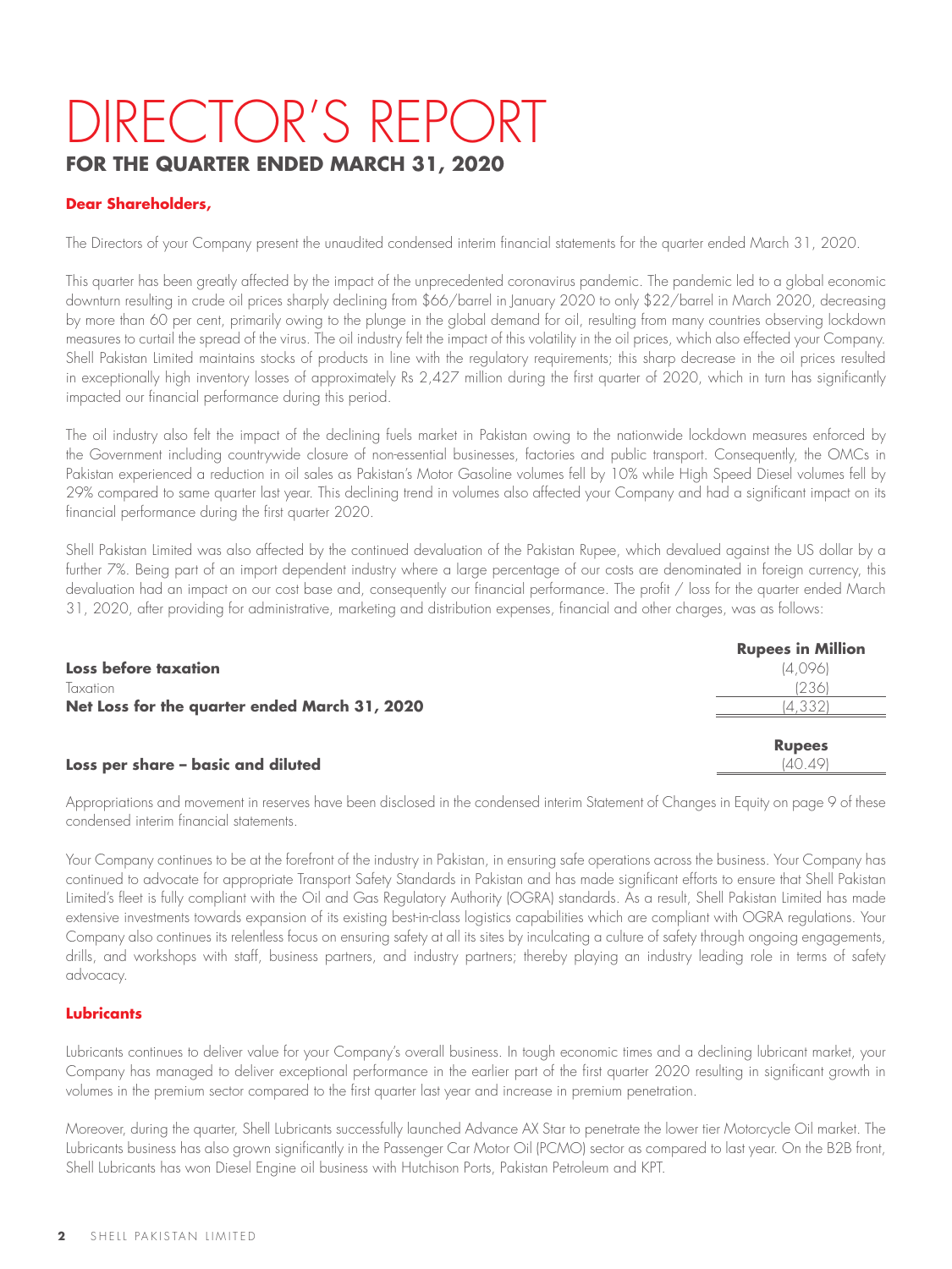# DIRECTOR'S REPORT

## FOR THE QUARTER ENDED MARCH 31, 2020

**Dear Shareholders,**

The Directors of your Company present the unaudited condensed interim financial statements for the quarter ended March 31, 2020.

This quarter has been greatly affected by the impact of the unprecedented coronavirus pandemic. The pandemic led to a global economic downturn resulting in crude oil prices sharply declining from $66/barrel in January 2020 to only $22/barrel in March 2020, decreasing by more than 60 per cent, primarily owing to the plunge in the global demand for oil, resulting from many countries observing lockdown measures to curtail the spread of the virus. The oil industry felt the impact of this volatility in the oil prices, which also effected your Company. Shell Pakistan Limited maintains stocks of products in line with the regulatory requirements; this sharp decrease in the oil prices resulted in exceptionally high inventory losses of approximately Rs 2,427 million during the first quarter of 2020, which in turn has significantly impacted our financial performance during this period.

The oil industry also felt the impact of the declining fuels market in Pakistan owing to the nationwide lockdown measures enforced by the Government including countrywide closure of non-essential businesses, factories and public transport. Consequently, the OMCs in Pakistan experienced a reduction in oil sales as Pakistan's Motor Gasoline volumes fell by 10% while High Speed Diesel volumes fell by 29% compared to same quarter last year. This declining trend in volumes also affected your Company and had a significant impact on its financial performance during the first quarter 2020.

Shell Pakistan Limited was also affected by the continued devaluation of the Pakistan Rupee, which devalued against the US dollar by a further 7%. Being part of an import dependent industry where a large percentage of our costs are denominated in foreign currency, this devaluation had an impact on our cost base and, consequently our financial performance. The profit / loss for the quarter ended March 31, 2020, after providing for administrative, marketing and distribution expenses, financial and other charges, was as follows:

| | Rupees in Million |
|---|---|
| **Loss before taxation** | (4,096) |
| Taxation | (236) |
| **Net Loss for the quarter ended March 31, 2020** | (4,332) |
| | **Rupees** |
| **Loss per share – basic and diluted** | (40.49) |

Appropriations and movement in reserves have been disclosed in the condensed interim Statement of Changes in Equity on page 9 of these condensed interim financial statements.

Your Company continues to be at the forefront of the industry in Pakistan, in ensuring safe operations across the business. Your Company has continued to advocate for appropriate Transport Safety Standards in Pakistan and has made significant efforts to ensure that Shell Pakistan Limited's fleet is fully compliant with the Oil and Gas Regulatory Authority (OGRA) standards. As a result, Shell Pakistan Limited has made extensive investments towards expansion of its existing best-in-class logistics capabilities which are compliant with OGRA regulations. Your Company also continues its relentless focus on ensuring safety at all its sites by inculcating a culture of safety through ongoing engagements, drills, and workshops with staff, business partners, and industry partners; thereby playing an industry leading role in terms of safety advocacy.

### Lubricants

Lubricants continues to deliver value for your Company's overall business. In tough economic times and a declining lubricant market, your Company has managed to deliver exceptional performance in the earlier part of the first quarter 2020 resulting in significant growth in volumes in the premium sector compared to the first quarter last year and increase in premium penetration.

Moreover, during the quarter, Shell Lubricants successfully launched Advance AX Star to penetrate the lower tier Motorcycle Oil market. The Lubricants business has also grown significantly in the Passenger Car Motor Oil (PCMO) sector as compared to last year. On the B2B front, Shell Lubricants has won Diesel Engine oil business with Hutchison Ports, Pakistan Petroleum and KPT.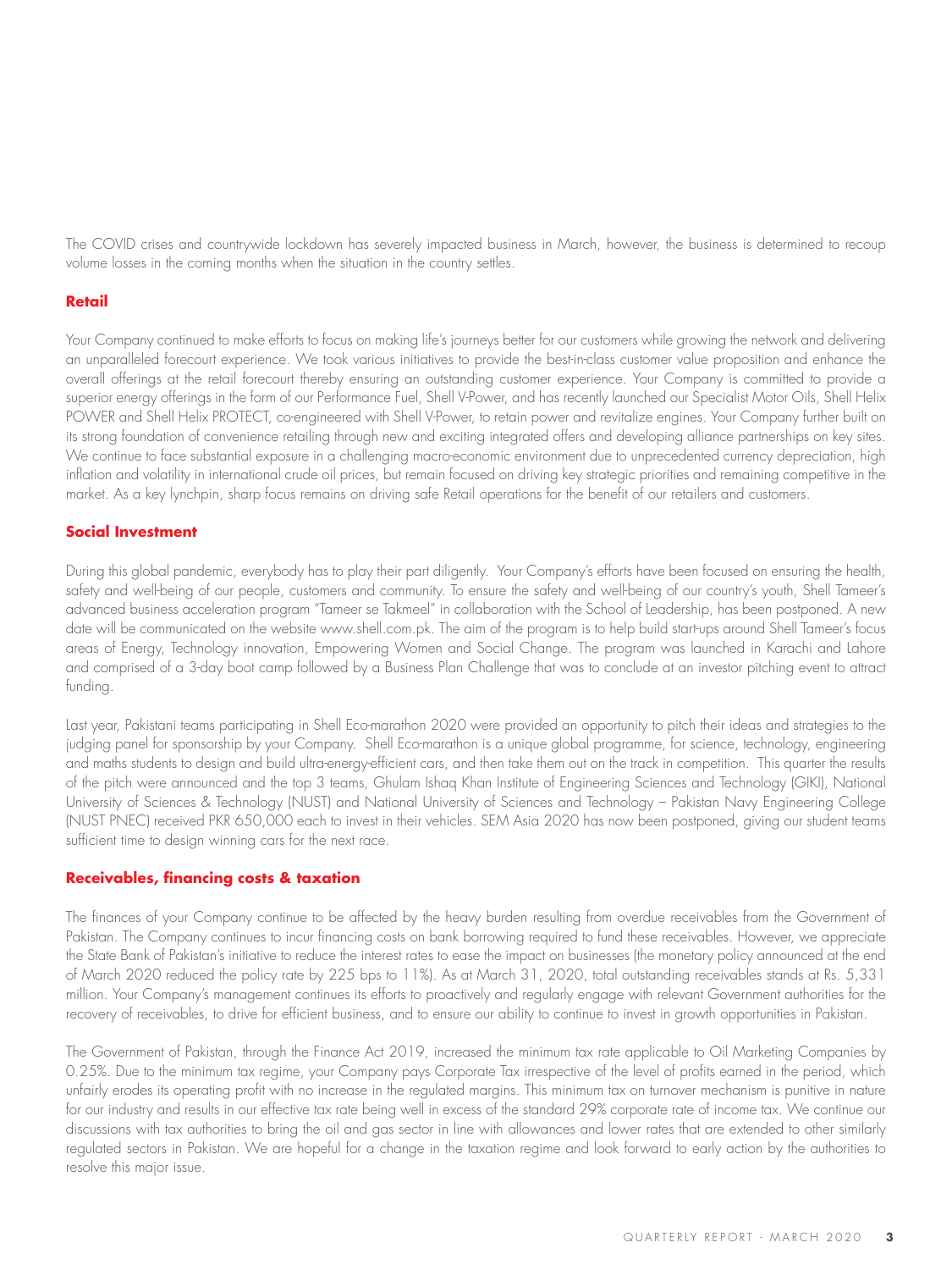The COVID crises and countrywide lockdown has severely impacted business in March, however, the business is determined to recoup volume losses in the coming months when the situation in the country settles.

## Retail

Your Company continued to make efforts to focus on making life's journeys better for our customers while growing the network and delivering an unparalleled forecourt experience. We took various initiatives to provide the best-in-class customer value proposition and enhance the overall offerings at the retail forecourt thereby ensuring an outstanding customer experience. Your Company is committed to provide a superior energy offerings in the form of our Performance Fuel, Shell V-Power, and has recently launched our Specialist Motor Oils, Shell Helix POWER and Shell Helix PROTECT, co-engineered with Shell V-Power, to retain power and revitalize engines. Your Company further built on its strong foundation of convenience retailing through new and exciting integrated offers and developing alliance partnerships on key sites. We continue to face substantial exposure in a challenging macro-economic environment due to unprecedented currency depreciation, high inflation and volatility in international crude oil prices, but remain focused on driving key strategic priorities and remaining competitive in the market. As a key lynchpin, sharp focus remains on driving safe Retail operations for the benefit of our retailers and customers.

## Social Investment

During this global pandemic, everybody has to play their part diligently. Your Company's efforts have been focused on ensuring the health, safety and well-being of our people, customers and community. To ensure the safety and well-being of our country's youth, Shell Tameer's advanced business acceleration program "Tameer se Takmeel" in collaboration with the School of Leadership, has been postponed. A new date will be communicated on the website www.shell.com.pk. The aim of the program is to help build start-ups around Shell Tameer's focus areas of Energy, Technology innovation, Empowering Women and Social Change. The program was launched in Karachi and Lahore and comprised of a 3-day boot camp followed by a Business Plan Challenge that was to conclude at an investor pitching event to attract funding.

Last year, Pakistani teams participating in Shell Eco-marathon 2020 were provided an opportunity to pitch their ideas and strategies to the judging panel for sponsorship by your Company. Shell Eco-marathon is a unique global programme, for science, technology, engineering and maths students to design and build ultra-energy-efficient cars, and then take them out on the track in competition. This quarter the results of the pitch were announced and the top 3 teams, Ghulam Ishaq Khan Institute of Engineering Sciences and Technology (GIKI), National University of Sciences & Technology (NUST) and National University of Sciences and Technology – Pakistan Navy Engineering College (NUST PNEC) received PKR 650,000 each to invest in their vehicles. SEM Asia 2020 has now been postponed, giving our student teams sufficient time to design winning cars for the next race.

## Receivables, financing costs & taxation

The finances of your Company continue to be affected by the heavy burden resulting from overdue receivables from the Government of Pakistan. The Company continues to incur financing costs on bank borrowing required to fund these receivables. However, we appreciate the State Bank of Pakistan's initiative to reduce the interest rates to ease the impact on businesses (the monetary policy announced at the end of March 2020 reduced the policy rate by 225 bps to 11%). As at March 31, 2020, total outstanding receivables stands at Rs. 5,331 million. Your Company's management continues its efforts to proactively and regularly engage with relevant Government authorities for the recovery of receivables, to drive for efficient business, and to ensure our ability to continue to invest in growth opportunities in Pakistan.

The Government of Pakistan, through the Finance Act 2019, increased the minimum tax rate applicable to Oil Marketing Companies by 0.25%. Due to the minimum tax regime, your Company pays Corporate Tax irrespective of the level of profits earned in the period, which unfairly erodes its operating profit with no increase in the regulated margins. This minimum tax on turnover mechanism is punitive in nature for our industry and results in our effective tax rate being well in excess of the standard 29% corporate rate of income tax. We continue our discussions with tax authorities to bring the oil and gas sector in line with allowances and lower rates that are extended to other similarly regulated sectors in Pakistan. We are hopeful for a change in the taxation regime and look forward to early action by the authorities to resolve this major issue.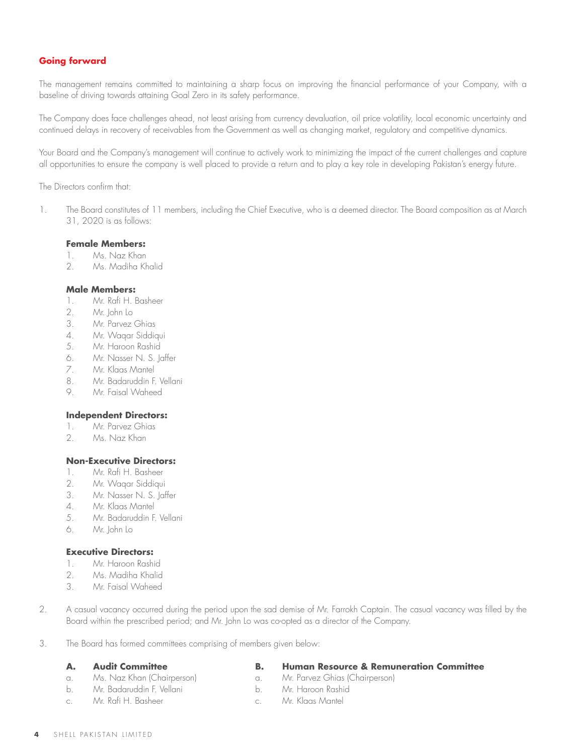## Going forward

The management remains committed to maintaining a sharp focus on improving the financial performance of your Company, with a baseline of driving towards attaining Goal Zero in its safety performance.

The Company does face challenges ahead, not least arising from currency devaluation, oil price volatility, local economic uncertainty and continued delays in recovery of receivables from the Government as well as changing market, regulatory and competitive dynamics.

Your Board and the Company's management will continue to actively work to minimizing the impact of the current challenges and capture all opportunities to ensure the company is well placed to provide a return and to play a key role in developing Pakistan's energy future.

The Directors confirm that:

1. The Board constitutes of 11 members, including the Chief Executive, who is a deemed director. The Board composition as at March 31, 2020 is as follows:

   **Female Members:**
   1. Ms. Naz Khan
   2. Ms. Madiha Khalid

   **Male Members:**
   1. Mr. Rafi H. Basheer
   2. Mr. John Lo
   3. Mr. Parvez Ghias
   4. Mr. Waqar Siddiqui
   5. Mr. Haroon Rashid
   6. Mr. Nasser N. S. Jaffer
   7. Mr. Klaas Mantel
   8. Mr. Badaruddin F. Vellani
   9. Mr. Faisal Waheed

   **Independent Directors:**
   1. Mr. Parvez Ghias
   2. Ms. Naz Khan

   **Non-Executive Directors:**
   1. Mr. Rafi H. Basheer
   2. Mr. Waqar Siddiqui
   3. Mr. Nasser N. S. Jaffer
   4. Mr. Klaas Mantel
   5. Mr. Badaruddin F. Vellani
   6. Mr. John Lo

   **Executive Directors:**
   1. Mr. Haroon Rashid
   2. Ms. Madiha Khalid
   3. Mr. Faisal Waheed

2. A casual vacancy occurred during the period upon the sad demise of Mr. Farrokh Captain. The casual vacancy was filled by the Board within the prescribed period; and Mr. John Lo was co-opted as a director of the Company.

3. The Board has formed committees comprising of members given below:

   **A. Audit Committee**
   a. Ms. Naz Khan (Chairperson)
   b. Mr. Badaruddin F. Vellani
   c. Mr. Rafi H. Basheer

   **B. Human Resource & Remuneration Committee**
   a. Mr. Parvez Ghias (Chairperson)
   b. Mr. Haroon Rashid
   c. Mr. Klaas Mantel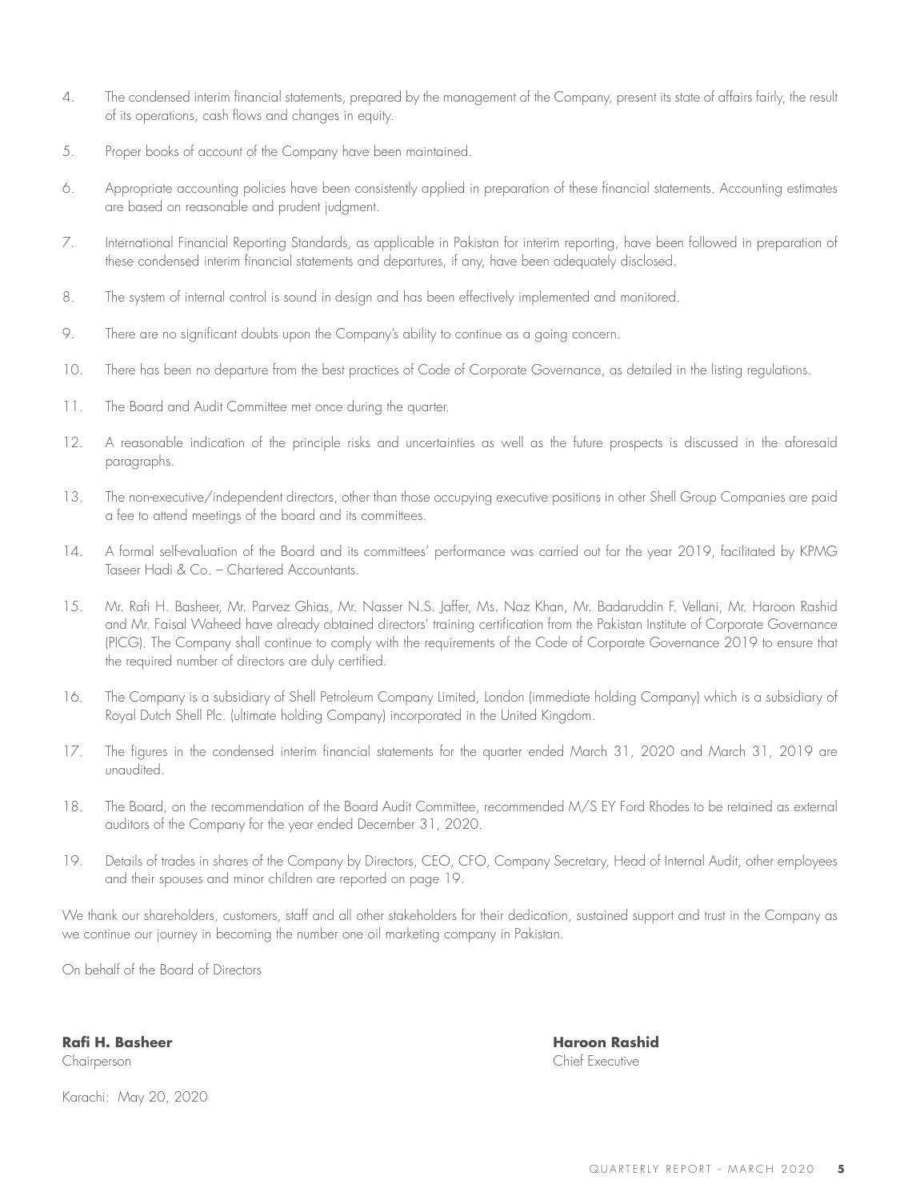4. The condensed interim financial statements, prepared by the management of the Company, present its state of affairs fairly, the result of its operations, cash flows and changes in equity.

5. Proper books of account of the Company have been maintained.

6. Appropriate accounting policies have been consistently applied in preparation of these financial statements. Accounting estimates are based on reasonable and prudent judgment.

7. International Financial Reporting Standards, as applicable in Pakistan for interim reporting, have been followed in preparation of these condensed interim financial statements and departures, if any, have been adequately disclosed.

8. The system of internal control is sound in design and has been effectively implemented and monitored.

9. There are no significant doubts upon the Company's ability to continue as a going concern.

10. There has been no departure from the best practices of Code of Corporate Governance, as detailed in the listing regulations.

11. The Board and Audit Committee met once during the quarter.

12. A reasonable indication of the principle risks and uncertainties as well as the future prospects is discussed in the aforesaid paragraphs.

13. The non-executive/independent directors, other than those occupying executive positions in other Shell Group Companies are paid a fee to attend meetings of the board and its committees.

14. A formal self-evaluation of the Board and its committees' performance was carried out for the year 2019, facilitated by KPMG Taseer Hadi & Co. – Chartered Accountants.

15. Mr. Rafi H. Basheer, Mr. Parvez Ghias, Mr. Nasser N.S. Jaffer, Ms. Naz Khan, Mr. Badaruddin F. Vellani, Mr. Haroon Rashid and Mr. Faisal Waheed have already obtained directors' training certification from the Pakistan Institute of Corporate Governance (PICG). The Company shall continue to comply with the requirements of the Code of Corporate Governance 2019 to ensure that the required number of directors are duly certified.

16. The Company is a subsidiary of Shell Petroleum Company Limited, London (immediate holding Company) which is a subsidiary of Royal Dutch Shell Plc. (ultimate holding Company) incorporated in the United Kingdom.

17. The figures in the condensed interim financial statements for the quarter ended March 31, 2020 and March 31, 2019 are unaudited.

18. The Board, on the recommendation of the Board Audit Committee, recommended M/S EY Ford Rhodes to be retained as external auditors of the Company for the year ended December 31, 2020.

19. Details of trades in shares of the Company by Directors, CEO, CFO, Company Secretary, Head of Internal Audit, other employees and their spouses and minor children are reported on page 19.

We thank our shareholders, customers, staff and all other stakeholders for their dedication, sustained support and trust in the Company as we continue our journey in becoming the number one oil marketing company in Pakistan.

On behalf of the Board of Directors

**Rafi H. Basheer**
Chairperson

**Haroon Rashid**
Chief Executive

Karachi: May 20, 2020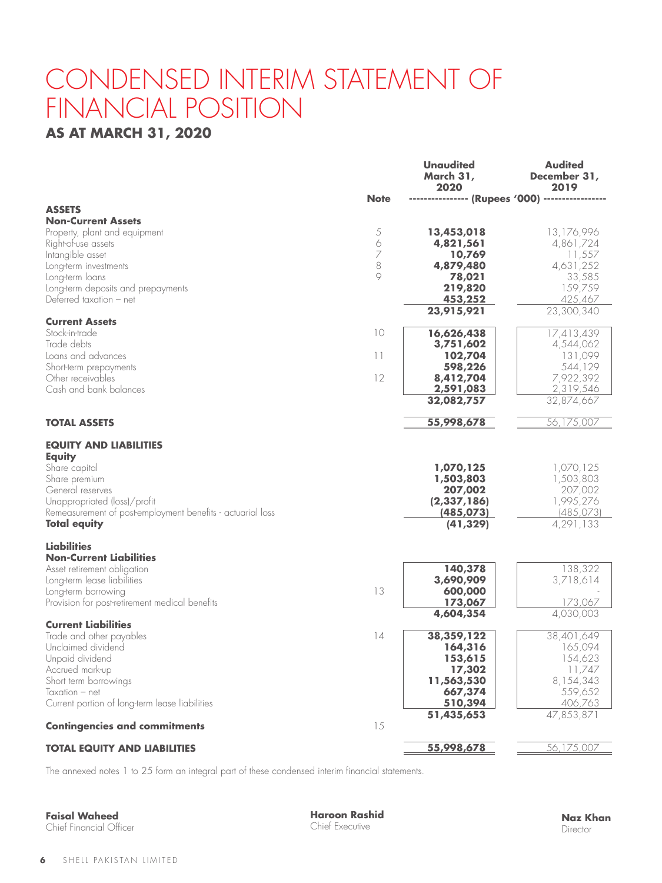# CONDENSED INTERIM STATEMENT OF FINANCIAL POSITION

## AS AT MARCH 31, 2020

| | Note | Unaudited March 31, 2020 | Audited December 31, 2019 |
|---|---|---|---|
| | | (Rupees '000) | |
| **ASSETS** | | | |
| **Non-Current Assets** | | | |
| Property, plant and equipment | 5 | **13,453,018** | 13,176,996 |
| Right-of-use assets | 6 | **4,821,561** | 4,861,724 |
| Intangible asset | 7 | **10,769** | 11,557 |
| Long-term investments | 8 | **4,879,480** | 4,631,252 |
| Long-term loans | 9 | **78,021** | 33,585 |
| Long-term deposits and prepayments | | **219,820** | 159,759 |
| Deferred taxation – net | | **453,252** | 425,467 |
| | | **23,915,921** | 23,300,340 |
| **Current Assets** | | | |
| Stock-in-trade | 10 | **16,626,438** | 17,413,439 |
| Trade debts | | **3,751,602** | 4,544,062 |
| Loans and advances | 11 | **102,704** | 131,099 |
| Short-term prepayments | | **598,226** | 544,129 |
| Other receivables | 12 | **8,412,704** | 7,922,392 |
| Cash and bank balances | | **2,591,083** | 2,319,546 |
| | | **32,082,757** | 32,874,667 |
| **TOTAL ASSETS** | | **55,998,678** | 56,175,007 |
| **EQUITY AND LIABILITIES** | | | |
| **Equity** | | | |
| Share capital | | **1,070,125** | 1,070,125 |
| Share premium | | **1,503,803** | 1,503,803 |
| General reserves | | **207,002** | 207,002 |
| Unappropriated (loss)/profit | | **(2,337,186)** | 1,995,276 |
| Remeasurement of post-employment benefits - actuarial loss | | **(485,073)** | (485,073) |
| **Total equity** | | **(41,329)** | 4,291,133 |
| **Liabilities** | | | |
| **Non-Current Liabilities** | | | |
| Asset retirement obligation | | **140,378** | 138,322 |
| Long-term lease liabilities | | **3,690,909** | 3,718,614 |
| Long-term borrowing | 13 | **600,000** | - |
| Provision for post-retirement medical benefits | | **173,067** | 173,067 |
| | | **4,604,354** | 4,030,003 |
| **Current Liabilities** | | | |
| Trade and other payables | 14 | **38,359,122** | 38,401,649 |
| Unclaimed dividend | | **164,316** | 165,094 |
| Unpaid dividend | | **153,615** | 154,623 |
| Accrued mark-up | | **17,302** | 11,747 |
| Short term borrowings | | **11,563,530** | 8,154,343 |
| Taxation – net | | **667,374** | 559,652 |
| Current portion of long-term lease liabilities | | **510,394** | 406,763 |
| | | **51,435,653** | 47,853,871 |
| **Contingencies and commitments** | 15 | | |
| **TOTAL EQUITY AND LIABILITIES** | | **55,998,678** | 56,175,007 |

The annexed notes 1 to 25 form an integral part of these condensed interim financial statements.

**Faisal Waheed**
Chief Financial Officer

**Haroon Rashid**
Chief Executive

**Naz Khan**
Director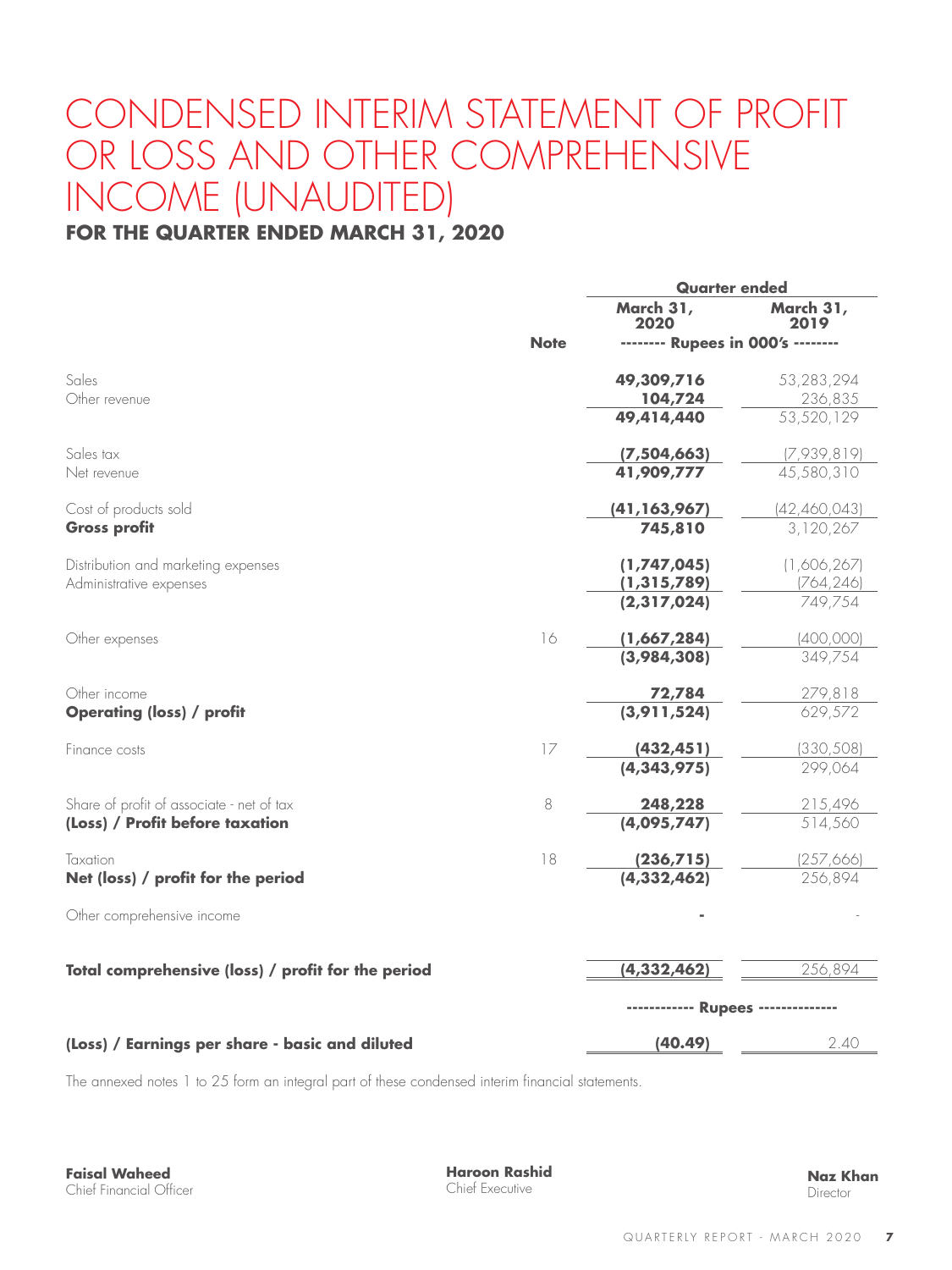# CONDENSED INTERIM STATEMENT OF PROFIT OR LOSS AND OTHER COMPREHENSIVE INCOME (UNAUDITED)

## FOR THE QUARTER ENDED MARCH 31, 2020

| | Note | Quarter ended | |
|---|---|---|---|
| | | **March 31, 2020** | **March 31, 2019** |
| | | **-------- Rupees in 000's --------** | |
| Sales | | **49,309,716** | 53,283,294 |
| Other revenue | | **104,724** | 236,835 |
| | | **49,414,440** | 53,520,129 |
| Sales tax | | **(7,504,663)** | (7,939,819) |
| Net revenue | | **41,909,777** | 45,580,310 |
| Cost of products sold | | **(41,163,967)** | (42,460,043) |
| **Gross profit** | | **745,810** | 3,120,267 |
| Distribution and marketing expenses | | **(1,747,045)** | (1,606,267) |
| Administrative expenses | | **(1,315,789)** | (764,246) |
| | | **(2,317,024)** | 749,754 |
| Other expenses | 16 | **(1,667,284)** | (400,000) |
| | | **(3,984,308)** | 349,754 |
| Other income | | **72,784** | 279,818 |
| **Operating (loss) / profit** | | **(3,911,524)** | 629,572 |
| Finance costs | 17 | **(432,451)** | (330,508) |
| | | **(4,343,975)** | 299,064 |
| Share of profit of associate - net of tax | 8 | **248,228** | 215,496 |
| **(Loss) / Profit before taxation** | | **(4,095,747)** | 514,560 |
| Taxation | 18 | **(236,715)** | (257,666) |
| **Net (loss) / profit for the period** | | **(4,332,462)** | 256,894 |
| Other comprehensive income | | **-** | - |
| **Total comprehensive (loss) / profit for the period** | | **(4,332,462)** | 256,894 |
| | | **------------ Rupees --------------** | |
| **(Loss) / Earnings per share - basic and diluted** | | **(40.49)** | 2.40 |

The annexed notes 1 to 25 form an integral part of these condensed interim financial statements.

**Faisal Waheed**
Chief Financial Officer

**Haroon Rashid**
Chief Executive

**Naz Khan**
Director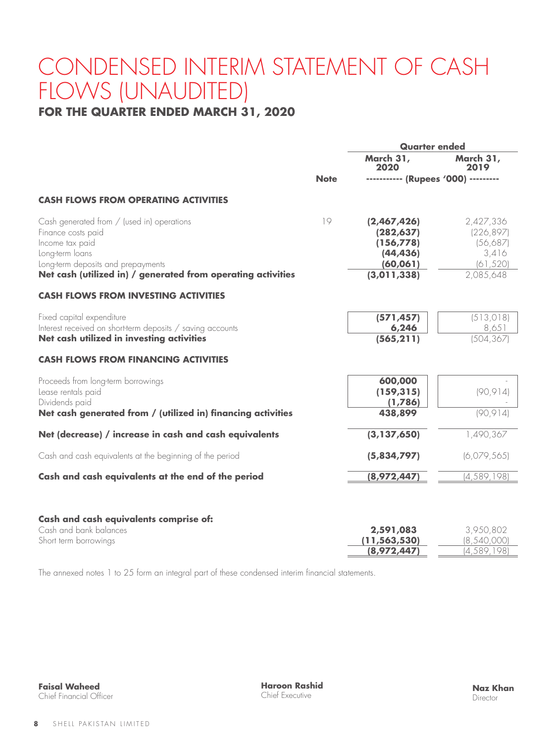# CONDENSED INTERIM STATEMENT OF CASH FLOWS (UNAUDITED)

## FOR THE QUARTER ENDED MARCH 31, 2020

| | Note | Quarter ended March 31, 2020 | Quarter ended March 31, 2019 |
|---|---|---|---|
| | | ----------- (Rupees '000) --------- | |
| **CASH FLOWS FROM OPERATING ACTIVITIES** | | | |
| Cash generated from / (used in) operations | 19 | **(2,467,426)** | 2,427,336 |
| Finance costs paid | | **(282,637)** | (226,897) |
| Income tax paid | | **(156,778)** | (56,687) |
| Long-term loans | | **(44,436)** | 3,416 |
| Long-term deposits and prepayments | | **(60,061)** | (61,520) |
| **Net cash (utilized in) / generated from operating activities** | | **(3,011,338)** | 2,085,648 |
| **CASH FLOWS FROM INVESTING ACTIVITIES** | | | |
| Fixed capital expenditure | | **(571,457)** | (513,018) |
| Interest received on short-term deposits / saving accounts | | **6,246** | 8,651 |
| **Net cash utilized in investing activities** | | **(565,211)** | (504,367) |
| **CASH FLOWS FROM FINANCING ACTIVITIES** | | | |
| Proceeds from long-term borrowings | | **600,000** | - |
| Lease rentals paid | | **(159,315)** | (90,914) |
| Dividends paid | | **(1,786)** | - |
| **Net cash generated from / (utilized in) financing activities** | | **438,899** | (90,914) |
| **Net (decrease) / increase in cash and cash equivalents** | | **(3,137,650)** | 1,490,367 |
| Cash and cash equivalents at the beginning of the period | | **(5,834,797)** | (6,079,565) |
| **Cash and cash equivalents at the end of the period** | | **(8,972,447)** | (4,589,198) |
| **Cash and cash equivalents comprise of:** | | | |
| Cash and bank balances | | **2,591,083** | 3,950,802 |
| Short term borrowings | | **(11,563,530)** | (8,540,000) |
| | | **(8,972,447)** | (4,589,198) |

The annexed notes 1 to 25 form an integral part of these condensed interim financial statements.

**Faisal Waheed**
Chief Financial Officer

**Haroon Rashid**
Chief Executive

**Naz Khan**
Director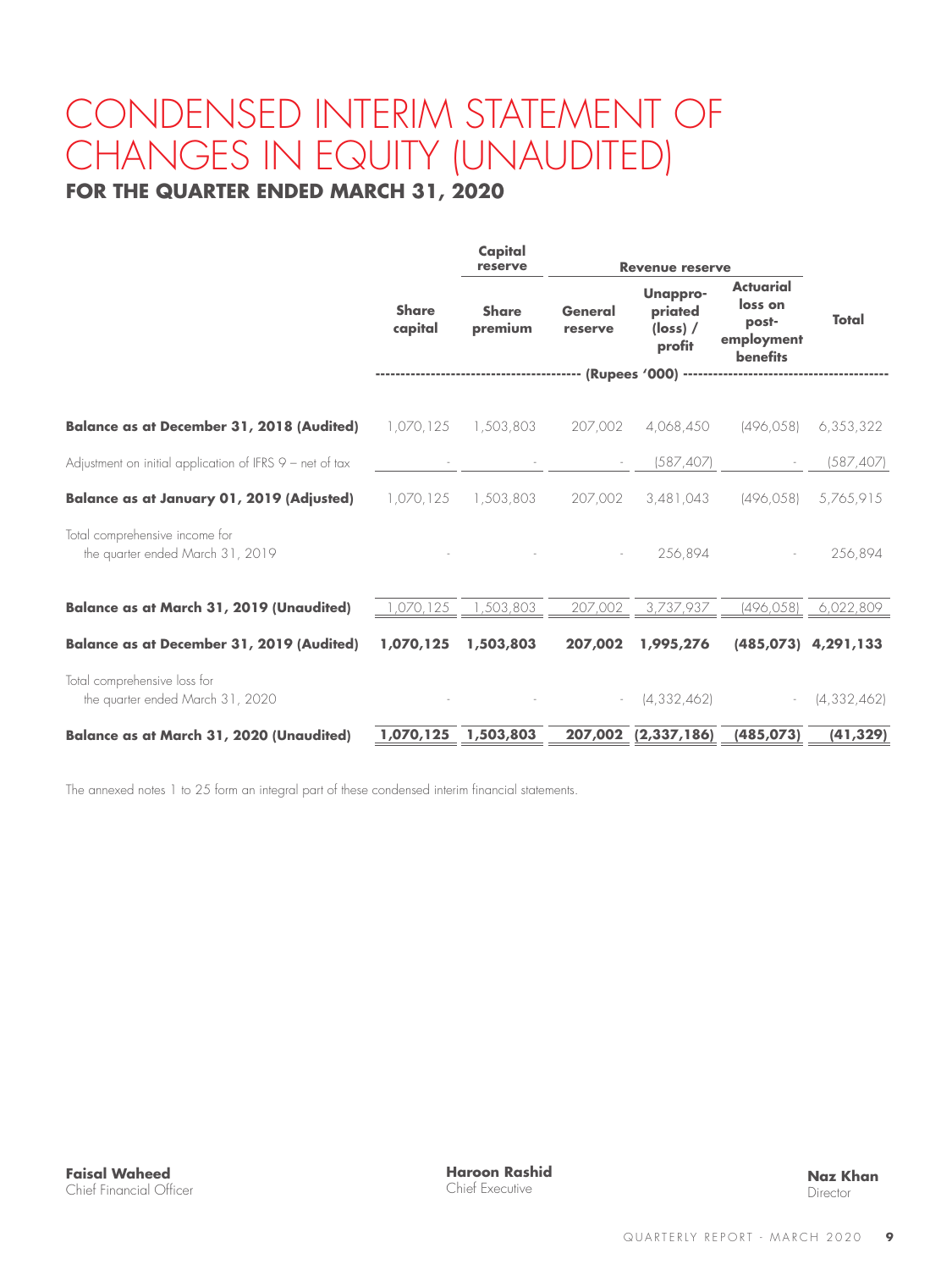# CONDENSED INTERIM STATEMENT OF CHANGES IN EQUITY (UNAUDITED)

**FOR THE QUARTER ENDED MARCH 31, 2020**

| | | Capital reserve | Revenue reserve | | | |
|---|---|---|---|---|---|---|
| | **Share capital** | **Share premium** | **General reserve** | **Unappropriated (loss) / profit** | **Actuarial loss on post-employment benefits** | **Total** |
| | (Rupees '000) | | | | | |
| **Balance as at December 31, 2018 (Audited)** | 1,070,125 | 1,503,803 | 207,002 | 4,068,450 | (496,058) | 6,353,322 |
| Adjustment on initial application of IFRS 9 – net of tax | - | - | - | (587,407) | - | (587,407) |
| **Balance as at January 01, 2019 (Adjusted)** | 1,070,125 | 1,503,803 | 207,002 | 3,481,043 | (496,058) | 5,765,915 |
| Total comprehensive income for the quarter ended March 31, 2019 | - | - | - | 256,894 | - | 256,894 |
| **Balance as at March 31, 2019 (Unaudited)** | 1,070,125 | 1,503,803 | 207,002 | 3,737,937 | (496,058) | 6,022,809 |
| **Balance as at December 31, 2019 (Audited)** | **1,070,125** | **1,503,803** | **207,002** | **1,995,276** | **(485,073)** | **4,291,133** |
| Total comprehensive loss for the quarter ended March 31, 2020 | - | - | - | (4,332,462) | - | (4,332,462) |
| **Balance as at March 31, 2020 (Unaudited)** | **1,070,125** | **1,503,803** | **207,002** | **(2,337,186)** | **(485,073)** | **(41,329)** |

The annexed notes 1 to 25 form an integral part of these condensed interim financial statements.

**Faisal Waheed**
Chief Financial Officer

**Haroon Rashid**
Chief Executive

**Naz Khan**
Director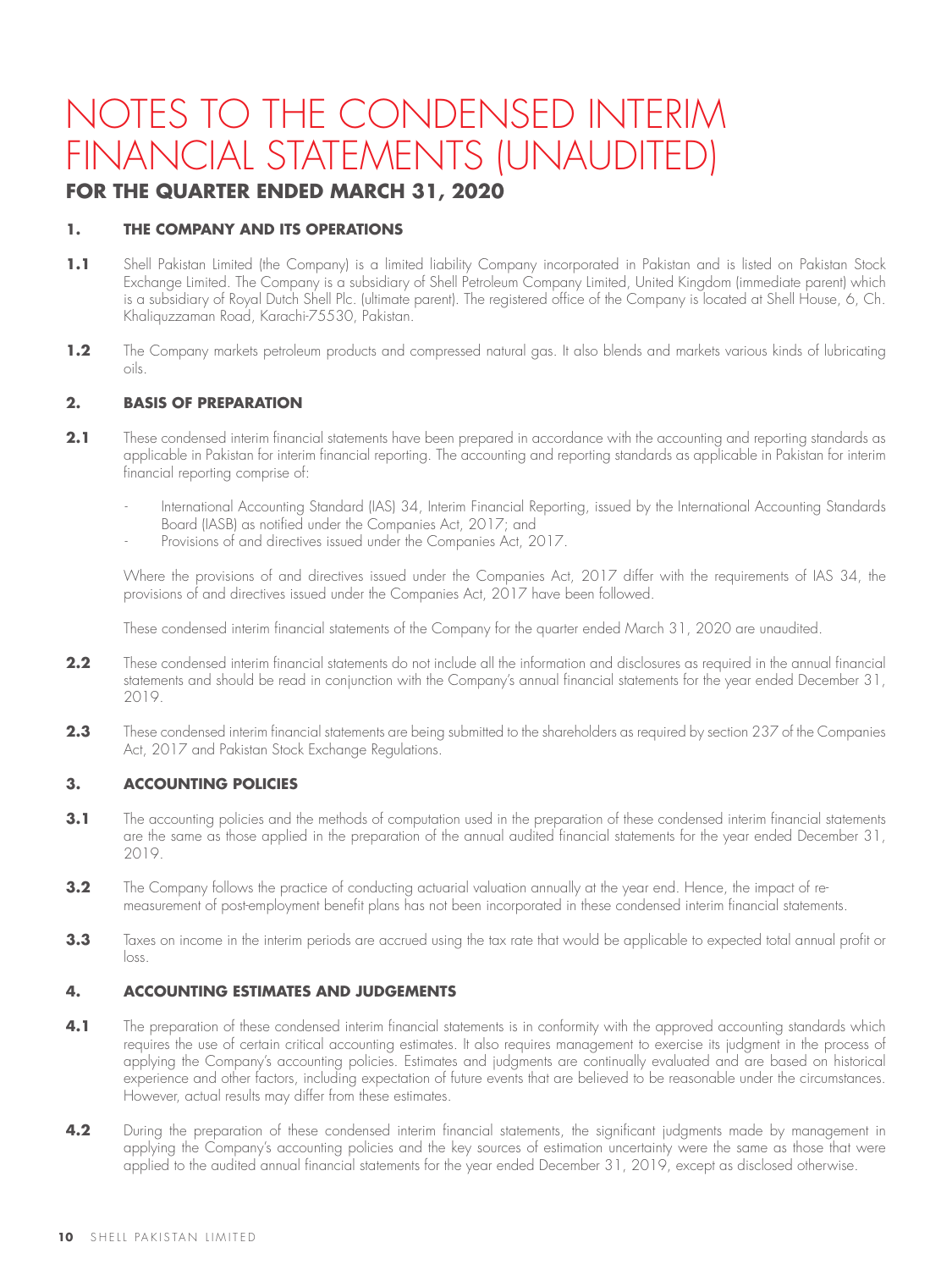# NOTES TO THE CONDENSED INTERIM FINANCIAL STATEMENTS (UNAUDITED)

## FOR THE QUARTER ENDED MARCH 31, 2020

### 1. THE COMPANY AND ITS OPERATIONS

**1.1** Shell Pakistan Limited (the Company) is a limited liability Company incorporated in Pakistan and is listed on Pakistan Stock Exchange Limited. The Company is a subsidiary of Shell Petroleum Company Limited, United Kingdom (immediate parent) which is a subsidiary of Royal Dutch Shell Plc. (ultimate parent). The registered office of the Company is located at Shell House, 6, Ch. Khaliquzzaman Road, Karachi-75530, Pakistan.

**1.2** The Company markets petroleum products and compressed natural gas. It also blends and markets various kinds of lubricating oils.

### 2. BASIS OF PREPARATION

**2.1** These condensed interim financial statements have been prepared in accordance with the accounting and reporting standards as applicable in Pakistan for interim financial reporting. The accounting and reporting standards as applicable in Pakistan for interim financial reporting comprise of:

- International Accounting Standard (IAS) 34, Interim Financial Reporting, issued by the International Accounting Standards Board (IASB) as notified under the Companies Act, 2017; and
- Provisions of and directives issued under the Companies Act, 2017.

Where the provisions of and directives issued under the Companies Act, 2017 differ with the requirements of IAS 34, the provisions of and directives issued under the Companies Act, 2017 have been followed.

These condensed interim financial statements of the Company for the quarter ended March 31, 2020 are unaudited.

**2.2** These condensed interim financial statements do not include all the information and disclosures as required in the annual financial statements and should be read in conjunction with the Company's annual financial statements for the year ended December 31, 2019.

**2.3** These condensed interim financial statements are being submitted to the shareholders as required by section 237 of the Companies Act, 2017 and Pakistan Stock Exchange Regulations.

### 3. ACCOUNTING POLICIES

**3.1** The accounting policies and the methods of computation used in the preparation of these condensed interim financial statements are the same as those applied in the preparation of the annual audited financial statements for the year ended December 31, 2019.

**3.2** The Company follows the practice of conducting actuarial valuation annually at the year end. Hence, the impact of re-measurement of post-employment benefit plans has not been incorporated in these condensed interim financial statements.

**3.3** Taxes on income in the interim periods are accrued using the tax rate that would be applicable to expected total annual profit or loss.

### 4. ACCOUNTING ESTIMATES AND JUDGEMENTS

**4.1** The preparation of these condensed interim financial statements is in conformity with the approved accounting standards which requires the use of certain critical accounting estimates. It also requires management to exercise its judgment in the process of applying the Company's accounting policies. Estimates and judgments are continually evaluated and are based on historical experience and other factors, including expectation of future events that are believed to be reasonable under the circumstances. However, actual results may differ from these estimates.

**4.2** During the preparation of these condensed interim financial statements, the significant judgments made by management in applying the Company's accounting policies and the key sources of estimation uncertainty were the same as those that were applied to the audited annual financial statements for the year ended December 31, 2019, except as disclosed otherwise.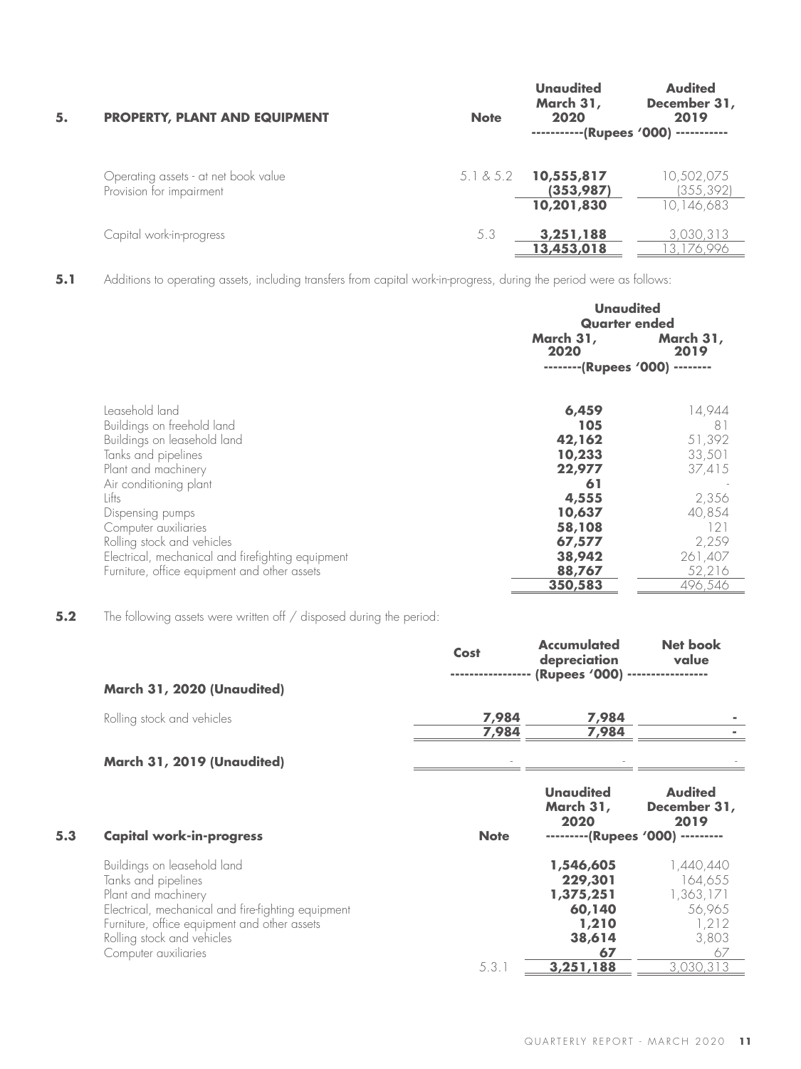## 5. PROPERTY, PLANT AND EQUIPMENT

| | Note | Unaudited March 31, 2020 | Audited December 31, 2019 |
|---|---|---|---|
| | | -----------(Rupees '000) ----------- | |
| Operating assets - at net book value | 5.1 & 5.2 | **10,555,817** | 10,502,075 |
| Provision for impairment | | **(353,987)** | (355,392) |
| | | **10,201,830** | 10,146,683 |
| Capital work-in-progress | 5.3 | **3,251,188** | 3,030,313 |
| | | **13,453,018** | 13,176,996 |

**5.1** Additions to operating assets, including transfers from capital work-in-progress, during the period were as follows:

| | Unaudited Quarter ended March 31, 2020 | Unaudited Quarter ended March 31, 2019 |
|---|---|---|
| | --------(Rupees '000) -------- | |
| Leasehold land | **6,459** | 14,944 |
| Buildings on freehold land | **105** | 81 |
| Buildings on leasehold land | **42,162** | 51,392 |
| Tanks and pipelines | **10,233** | 33,501 |
| Plant and machinery | **22,977** | 37,415 |
| Air conditioning plant | **61** | - |
| Lifts | **4,555** | 2,356 |
| Dispensing pumps | **10,637** | 40,854 |
| Computer auxiliaries | **58,108** | 121 |
| Rolling stock and vehicles | **67,577** | 2,259 |
| Electrical, mechanical and firefighting equipment | **38,942** | 261,407 |
| Furniture, office equipment and other assets | **88,767** | 52,216 |
| | **350,583** | 496,546 |

**5.2** The following assets were written off / disposed during the period:

| | Cost | Accumulated depreciation | Net book value |
|---|---|---|---|
| | ---------------- (Rupees '000) ---------------- | | |
| **March 31, 2020 (Unaudited)** | | | |
| Rolling stock and vehicles | **7,984** | **7,984** | **-** |
| | **7,984** | **7,984** | **-** |
| **March 31, 2019 (Unaudited)** | - | - | - |

### 5.3 Capital work-in-progress

| | Note | Unaudited March 31, 2020 | Audited December 31, 2019 |
|---|---|---|---|
| | | ---------(Rupees '000) --------- | |
| Buildings on leasehold land | | **1,546,605** | 1,440,440 |
| Tanks and pipelines | | **229,301** | 164,655 |
| Plant and machinery | | **1,375,251** | 1,363,171 |
| Electrical, mechanical and fire-fighting equipment | | **60,140** | 56,965 |
| Furniture, office equipment and other assets | | **1,210** | 1,212 |
| Rolling stock and vehicles | | **38,614** | 3,803 |
| Computer auxiliaries | | **67** | 67 |
| | 5.3.1 | **3,251,188** | 3,030,313 |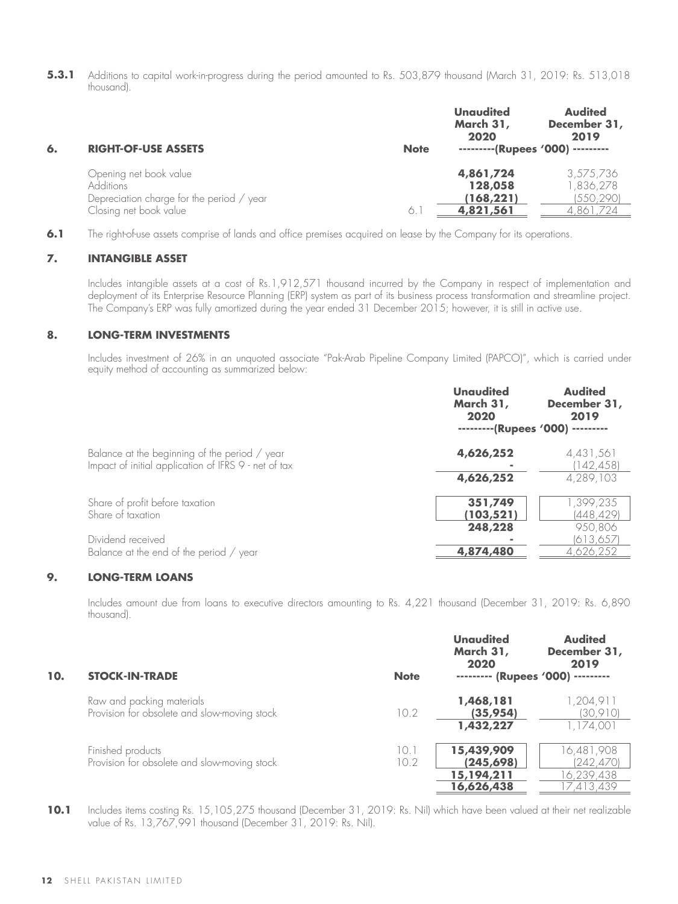**5.3.1** Additions to capital work-in-progress during the period amounted to Rs. 503,879 thousand (March 31, 2019: Rs. 513,018 thousand).

| **6. RIGHT-OF-USE ASSETS** | **Note** | **Unaudited March 31, 2020** | **Audited December 31, 2019** |
|---|---|---|---|
| | | ---------(Rupees '000) --------- | |
| Opening net book value | | **4,861,724** | 3,575,736 |
| Additions | | **128,058** | 1,836,278 |
| Depreciation charge for the period / year | | **(168,221)** | (550,290) |
| Closing net book value | 6.1 | **4,821,561** | 4,861,724 |

**6.1** The right-of-use assets comprise of lands and office premises acquired on lease by the Company for its operations.

## 7. INTANGIBLE ASSET

Includes intangible assets at a cost of Rs.1,912,571 thousand incurred by the Company in respect of implementation and deployment of its Enterprise Resource Planning (ERP) system as part of its business process transformation and streamline project. The Company's ERP was fully amortized during the year ended 31 December 2015; however, it is still in active use.

## 8. LONG-TERM INVESTMENTS

Includes investment of 26% in an unquoted associate "Pak-Arab Pipeline Company Limited (PAPCO)", which is carried under equity method of accounting as summarized below:

| | **Unaudited March 31, 2020** | **Audited December 31, 2019** |
|---|---|---|
| | ---------(Rupees '000) --------- | |
| Balance at the beginning of the period / year | **4,626,252** | 4,431,561 |
| Impact of initial application of IFRS 9 - net of tax | **-** | (142,458) |
| | **4,626,252** | 4,289,103 |
| Share of profit before taxation | **351,749** | 1,399,235 |
| Share of taxation | **(103,521)** | (448,429) |
| | **248,228** | 950,806 |
| Dividend received | **-** | (613,657) |
| Balance at the end of the period / year | **4,874,480** | 4,626,252 |

## 9. LONG-TERM LOANS

Includes amount due from loans to executive directors amounting to Rs. 4,221 thousand (December 31, 2019: Rs. 6,890 thousand).

| **10. STOCK-IN-TRADE** | **Note** | **Unaudited March 31, 2020** | **Audited December 31, 2019** |
|---|---|---|---|
| | | --------- (Rupees '000) --------- | |
| Raw and packing materials | | **1,468,181** | 1,204,911 |
| Provision for obsolete and slow-moving stock | 10.2 | **(35,954)** | (30,910) |
| | | **1,432,227** | 1,174,001 |
| Finished products | 10.1 | **15,439,909** | 16,481,908 |
| Provision for obsolete and slow-moving stock | 10.2 | **(245,698)** | (242,470) |
| | | **15,194,211** | 16,239,438 |
| | | **16,626,438** | 17,413,439 |

**10.1** Includes items costing Rs. 15,105,275 thousand (December 31, 2019: Rs. Nil) which have been valued at their net realizable value of Rs. 13,767,991 thousand (December 31, 2019: Rs. Nil).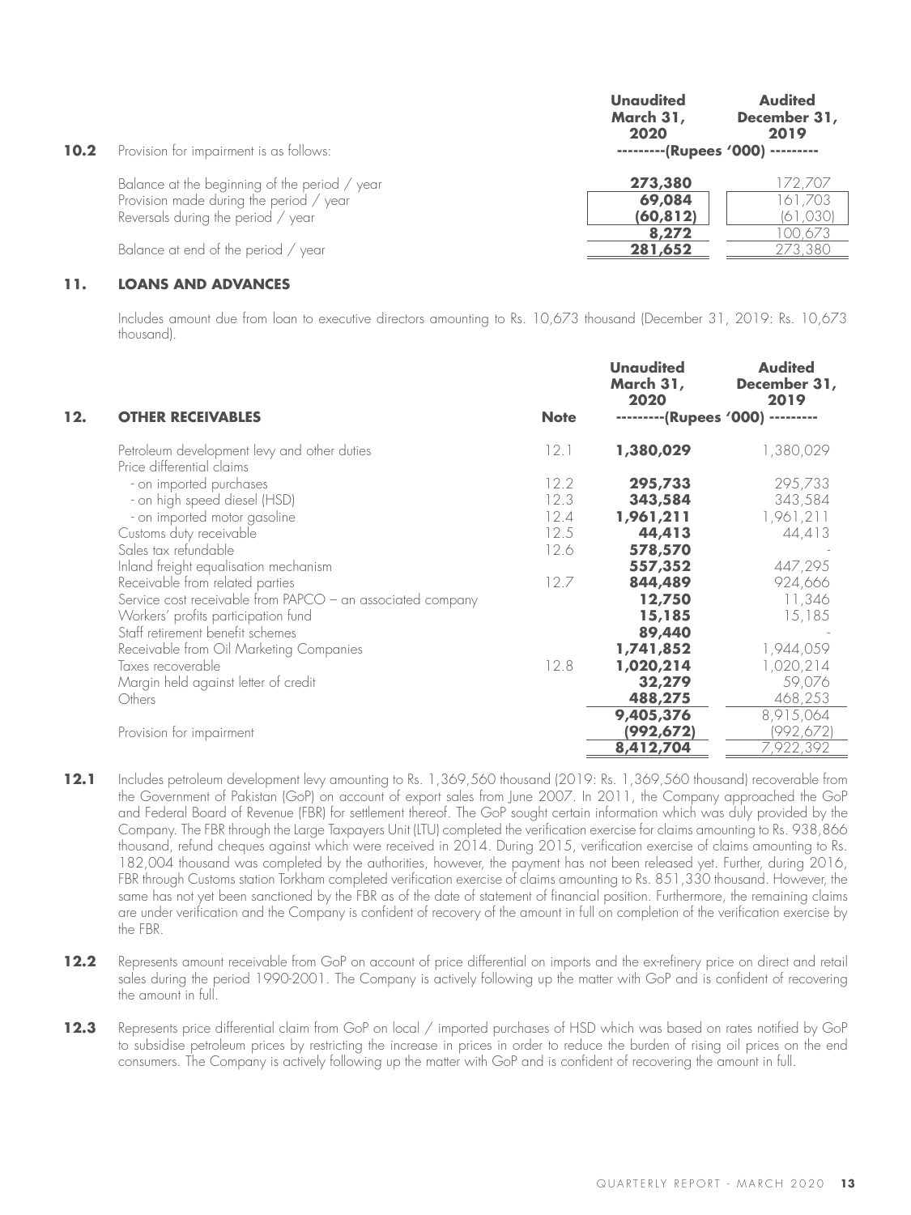**10.2** Provision for impairment is as follows:

| | Unaudited March 31, 2020 | Audited December 31, 2019 |
|---|---|---|
| | ---------(Rupees '000) --------- | |
| Balance at the beginning of the period / year | **273,380** | 172,707 |
| Provision made during the period / year | **69,084** | 161,703 |
| Reversals during the period / year | **(60,812)** | (61,030) |
| | **8,272** | 100,673 |
| Balance at end of the period / year | **281,652** | 273,380 |

## 11. LOANS AND ADVANCES

Includes amount due from loan to executive directors amounting to Rs. 10,673 thousand (December 31, 2019: Rs. 10,673 thousand).

## 12. OTHER RECEIVABLES

| | Note | Unaudited March 31, 2020 | Audited December 31, 2019 |
|---|---|---|---|
| | | ---------(Rupees '000) --------- | |
| Petroleum development levy and other duties | 12.1 | **1,380,029** | 1,380,029 |
| Price differential claims | | | |
| - on imported purchases | 12.2 | **295,733** | 295,733 |
| - on high speed diesel (HSD) | 12.3 | **343,584** | 343,584 |
| - on imported motor gasoline | 12.4 | **1,961,211** | 1,961,211 |
| Customs duty receivable | 12.5 | **44,413** | 44,413 |
| Sales tax refundable | 12.6 | **578,570** | - |
| Inland freight equalisation mechanism | | **557,352** | 447,295 |
| Receivable from related parties | 12.7 | **844,489** | 924,666 |
| Service cost receivable from PAPCO – an associated company | | **12,750** | 11,346 |
| Workers' profits participation fund | | **15,185** | 15,185 |
| Staff retirement benefit schemes | | **89,440** | - |
| Receivable from Oil Marketing Companies | | **1,741,852** | 1,944,059 |
| Taxes recoverable | 12.8 | **1,020,214** | 1,020,214 |
| Margin held against letter of credit | | **32,279** | 59,076 |
| Others | | **488,275** | 468,253 |
| | | **9,405,376** | 8,915,064 |
| Provision for impairment | | **(992,672)** | (992,672) |
| | | **8,412,704** | 7,922,392 |

**12.1** Includes petroleum development levy amounting to Rs. 1,369,560 thousand (2019: Rs. 1,369,560 thousand) recoverable from the Government of Pakistan (GoP) on account of export sales from June 2007. In 2011, the Company approached the GoP and Federal Board of Revenue (FBR) for settlement thereof. The GoP sought certain information which was duly provided by the Company. The FBR through the Large Taxpayers Unit (LTU) completed the verification exercise for claims amounting to Rs. 938,866 thousand, refund cheques against which were received in 2014. During 2015, verification exercise of claims amounting to Rs. 182,004 thousand was completed by the authorities, however, the payment has not been released yet. Further, during 2016, FBR through Customs station Torkham completed verification exercise of claims amounting to Rs. 851,330 thousand. However, the same has not yet been sanctioned by the FBR as of the date of statement of financial position. Furthermore, the remaining claims are under verification and the Company is confident of recovery of the amount in full on completion of the verification exercise by the FBR.

**12.2** Represents amount receivable from GoP on account of price differential on imports and the ex-refinery price on direct and retail sales during the period 1990-2001. The Company is actively following up the matter with GoP and is confident of recovering the amount in full.

**12.3** Represents price differential claim from GoP on local / imported purchases of HSD which was based on rates notified by GoP to subsidise petroleum prices by restricting the increase in prices in order to reduce the burden of rising oil prices on the end consumers. The Company is actively following up the matter with GoP and is confident of recovering the amount in full.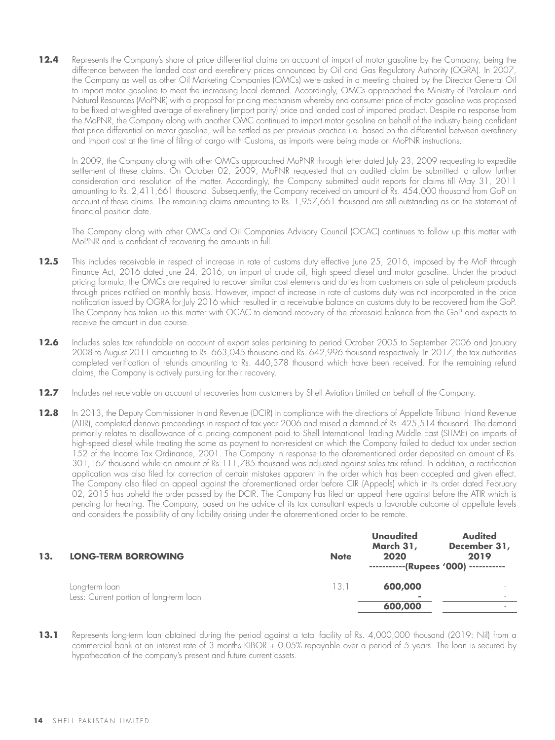**12.4** Represents the Company's share of price differential claims on account of import of motor gasoline by the Company, being the difference between the landed cost and ex-refinery prices announced by Oil and Gas Regulatory Authority (OGRA). In 2007, the Company as well as other Oil Marketing Companies (OMCs) were asked in a meeting chaired by the Director General Oil to import motor gasoline to meet the increasing local demand. Accordingly, OMCs approached the Ministry of Petroleum and Natural Resources (MoPNR) with a proposal for pricing mechanism whereby end consumer price of motor gasoline was proposed to be fixed at weighted average of ex-refinery (import parity) price and landed cost of imported product. Despite no response from the MoPNR, the Company along with another OMC continued to import motor gasoline on behalf of the industry being confident that price differential on motor gasoline, will be settled as per previous practice i.e. based on the differential between ex-refinery and import cost at the time of filing of cargo with Customs, as imports were being made on MoPNR instructions.

In 2009, the Company along with other OMCs approached MoPNR through letter dated July 23, 2009 requesting to expedite settlement of these claims. On October 02, 2009, MoPNR requested that an audited claim be submitted to allow further consideration and resolution of the matter. Accordingly, the Company submitted audit reports for claims till May 31, 2011 amounting to Rs. 2,411,661 thousand. Subsequently, the Company received an amount of Rs. 454,000 thousand from GoP on account of these claims. The remaining claims amounting to Rs. 1,957,661 thousand are still outstanding as on the statement of financial position date.

The Company along with other OMCs and Oil Companies Advisory Council (OCAC) continues to follow up this matter with MoPNR and is confident of recovering the amounts in full.

**12.5** This includes receivable in respect of increase in rate of customs duty effective June 25, 2016, imposed by the MoF through Finance Act, 2016 dated June 24, 2016, on import of crude oil, high speed diesel and motor gasoline. Under the product pricing formula, the OMCs are required to recover similar cost elements and duties from customers on sale of petroleum products through prices notified on monthly basis. However, impact of increase in rate of customs duty was not incorporated in the price notification issued by OGRA for July 2016 which resulted in a receivable balance on customs duty to be recovered from the GoP. The Company has taken up this matter with OCAC to demand recovery of the aforesaid balance from the GoP and expects to receive the amount in due course.

**12.6** Includes sales tax refundable on account of export sales pertaining to period October 2005 to September 2006 and January 2008 to August 2011 amounting to Rs. 663,045 thousand and Rs. 642,996 thousand respectively. In 2017, the tax authorities completed verification of refunds amounting to Rs. 440,378 thousand which have been received. For the remaining refund claims, the Company is actively pursuing for their recovery.

**12.7** Includes net receivable on account of recoveries from customers by Shell Aviation Limited on behalf of the Company.

**12.8** In 2013, the Deputy Commissioner Inland Revenue (DCIR) in compliance with the directions of Appellate Tribunal Inland Revenue (ATIR), completed denovo proceedings in respect of tax year 2006 and raised a demand of Rs. 425,514 thousand. The demand primarily relates to disallowance of a pricing component paid to Shell International Trading Middle East (SITME) on imports of high-speed diesel while treating the same as payment to non-resident on which the Company failed to deduct tax under section 152 of the Income Tax Ordinance, 2001. The Company in response to the aforementioned order deposited an amount of Rs. 301,167 thousand while an amount of Rs.111,785 thousand was adjusted against sales tax refund. In addition, a rectification application was also filed for correction of certain mistakes apparent in the order which has been accepted and given effect. The Company also filed an appeal against the aforementioned order before CIR (Appeals) which in its order dated February 02, 2015 has upheld the order passed by the DCIR. The Company has filed an appeal there against before the ATIR which is pending for hearing. The Company, based on the advice of its tax consultant expects a favorable outcome of appellate levels and considers the possibility of any liability arising under the aforementioned order to be remote.

## 13. LONG-TERM BORROWING

| | Note | Unaudited March 31, 2020 | Audited December 31, 2019 |
|---|---|---|---|
| | | (Rupees '000) | |
| Long-term loan | 13.1 | **600,000** | - |
| Less: Current portion of long-term loan | | **-** | - |
| | | **600,000** | - |

**13.1** Represents long-term loan obtained during the period against a total facility of Rs. 4,000,000 thousand (2019: Nil) from a commercial bank at an interest rate of 3 months KIBOR + 0.05% repayable over a period of 5 years. The loan is secured by hypothecation of the company's present and future current assets.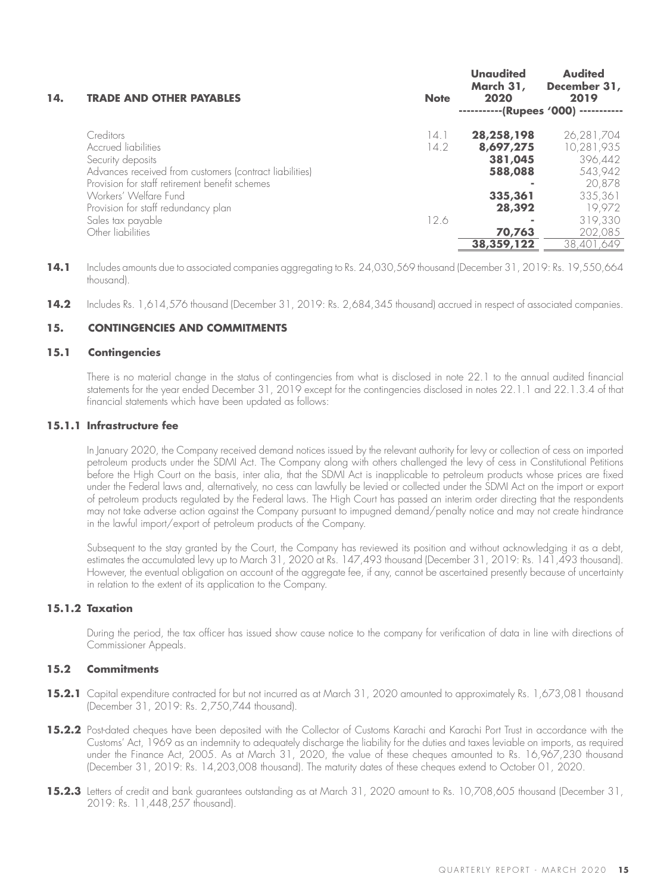## 14. TRADE AND OTHER PAYABLES

| | Note | Unaudited March 31, 2020 | Audited December 31, 2019 |
|---|---|---|---|
| | | -----------(Rupees '000) ----------- | |
| Creditors | 14.1 | **28,258,198** | 26,281,704 |
| Accrued liabilities | 14.2 | **8,697,275** | 10,281,935 |
| Security deposits | | **381,045** | 396,442 |
| Advances received from customers (contract liabilities) | | **588,088** | 543,942 |
| Provision for staff retirement benefit schemes | | **-** | 20,878 |
| Workers' Welfare Fund | | **335,361** | 335,361 |
| Provision for staff redundancy plan | | **28,392** | 19,972 |
| Sales tax payable | 12.6 | **-** | 319,330 |
| Other liabilities | | **70,763** | 202,085 |
| | | **38,359,122** | 38,401,649 |

**14.1** Includes amounts due to associated companies aggregating to Rs. 24,030,569 thousand (December 31, 2019: Rs. 19,550,664 thousand).

**14.2** Includes Rs. 1,614,576 thousand (December 31, 2019: Rs. 2,684,345 thousand) accrued in respect of associated companies.

## 15. CONTINGENCIES AND COMMITMENTS

### 15.1 Contingencies

There is no material change in the status of contingencies from what is disclosed in note 22.1 to the annual audited financial statements for the year ended December 31, 2019 except for the contingencies disclosed in notes 22.1.1 and 22.1.3.4 of that financial statements which have been updated as follows:

### 15.1.1 Infrastructure fee

In January 2020, the Company received demand notices issued by the relevant authority for levy or collection of cess on imported petroleum products under the SDMI Act. The Company along with others challenged the levy of cess in Constitutional Petitions before the High Court on the basis, inter alia, that the SDMI Act is inapplicable to petroleum products whose prices are fixed under the Federal laws and, alternatively, no cess can lawfully be levied or collected under the SDMI Act on the import or export of petroleum products regulated by the Federal laws. The High Court has passed an interim order directing that the respondents may not take adverse action against the Company pursuant to impugned demand/penalty notice and may not create hindrance in the lawful import/export of petroleum products of the Company.

Subsequent to the stay granted by the Court, the Company has reviewed its position and without acknowledging it as a debt, estimates the accumulated levy up to March 31, 2020 at Rs. 147,493 thousand (December 31, 2019: Rs. 141,493 thousand). However, the eventual obligation on account of the aggregate fee, if any, cannot be ascertained presently because of uncertainty in relation to the extent of its application to the Company.

### 15.1.2 Taxation

During the period, the tax officer has issued show cause notice to the company for verification of data in line with directions of Commissioner Appeals.

### 15.2 Commitments

**15.2.1** Capital expenditure contracted for but not incurred as at March 31, 2020 amounted to approximately Rs. 1,673,081 thousand (December 31, 2019: Rs. 2,750,744 thousand).

**15.2.2** Post-dated cheques have been deposited with the Collector of Customs Karachi and Karachi Port Trust in accordance with the Customs' Act, 1969 as an indemnity to adequately discharge the liability for the duties and taxes leviable on imports, as required under the Finance Act, 2005. As at March 31, 2020, the value of these cheques amounted to Rs. 16,967,230 thousand (December 31, 2019: Rs. 14,203,008 thousand). The maturity dates of these cheques extend to October 01, 2020.

**15.2.3** Letters of credit and bank guarantees outstanding as at March 31, 2020 amount to Rs. 10,708,605 thousand (December 31, 2019: Rs. 11,448,257 thousand).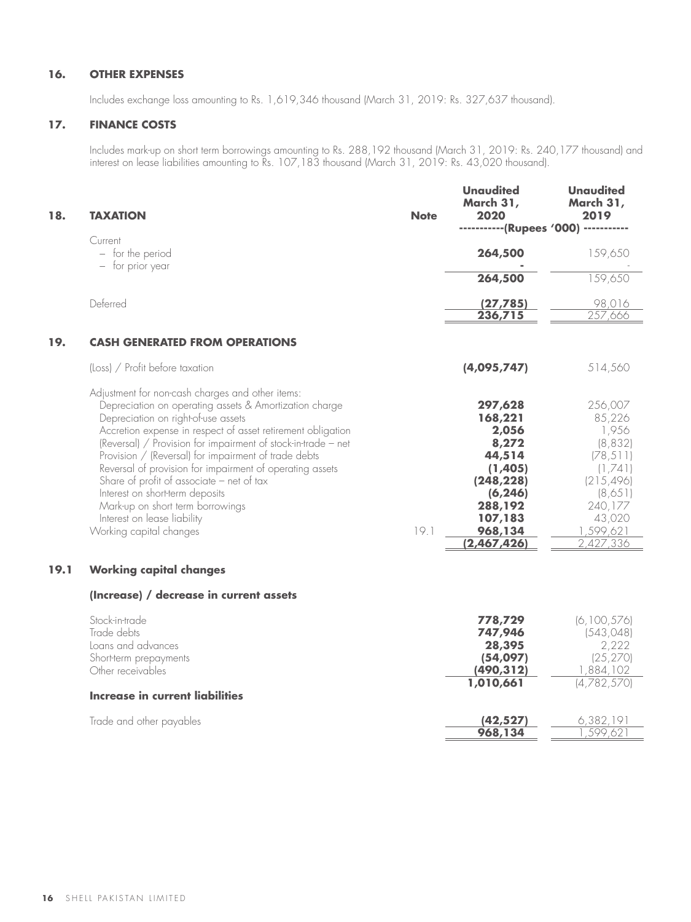## 16. OTHER EXPENSES

Includes exchange loss amounting to Rs. 1,619,346 thousand (March 31, 2019: Rs. 327,637 thousand).

## 17. FINANCE COSTS

Includes mark-up on short term borrowings amounting to Rs. 288,192 thousand (March 31, 2019: Rs. 240,177 thousand) and interest on lease liabilities amounting to Rs. 107,183 thousand (March 31, 2019: Rs. 43,020 thousand).

| 18. TAXATION | Note | Unaudited March 31, 2020 | Unaudited March 31, 2019 |
|---|---|---|---|
| | | -----------(Rupees '000) ----------- | |
| Current | | | |
| – for the period | | **264,500** | 159,650 |
| – for prior year | | **-** | - |
| | | **264,500** | 159,650 |
| Deferred | | **(27,785)** | 98,016 |
| | | **236,715** | 257,666 |

## 19. CASH GENERATED FROM OPERATIONS

| | Note | Unaudited March 31, 2020 | Unaudited March 31, 2019 |
|---|---|---|---|
| (Loss) / Profit before taxation | | **(4,095,747)** | 514,560 |
| Adjustment for non-cash charges and other items: | | | |
| Depreciation on operating assets & Amortization charge | | **297,628** | 256,007 |
| Depreciation on right-of-use assets | | **168,221** | 85,226 |
| Accretion expense in respect of asset retirement obligation | | **2,056** | 1,956 |
| (Reversal) / Provision for impairment of stock-in-trade – net | | **8,272** | (8,832) |
| Provision / (Reversal) for impairment of trade debts | | **44,514** | (78,511) |
| Reversal of provision for impairment of operating assets | | **(1,405)** | (1,741) |
| Share of profit of associate – net of tax | | **(248,228)** | (215,496) |
| Interest on short-term deposits | | **(6,246)** | (8,651) |
| Mark-up on short term borrowings | | **288,192** | 240,177 |
| Interest on lease liability | | **107,183** | 43,020 |
| Working capital changes | 19.1 | **968,134** | 1,599,621 |
| | | **(2,467,426)** | 2,427,336 |

### 19.1 Working capital changes

| | Unaudited March 31, 2020 | Unaudited March 31, 2019 |
|---|---|---|
| **(Increase) / decrease in current assets** | | |
| Stock-in-trade | **778,729** | (6,100,576) |
| Trade debts | **747,946** | (543,048) |
| Loans and advances | **28,395** | 2,222 |
| Short-term prepayments | **(54,097)** | (25,270) |
| Other receivables | **(490,312)** | 1,884,102 |
| | **1,010,661** | (4,782,570) |
| **Increase in current liabilities** | | |
| Trade and other payables | **(42,527)** | 6,382,191 |
| | **968,134** | 1,599,621 |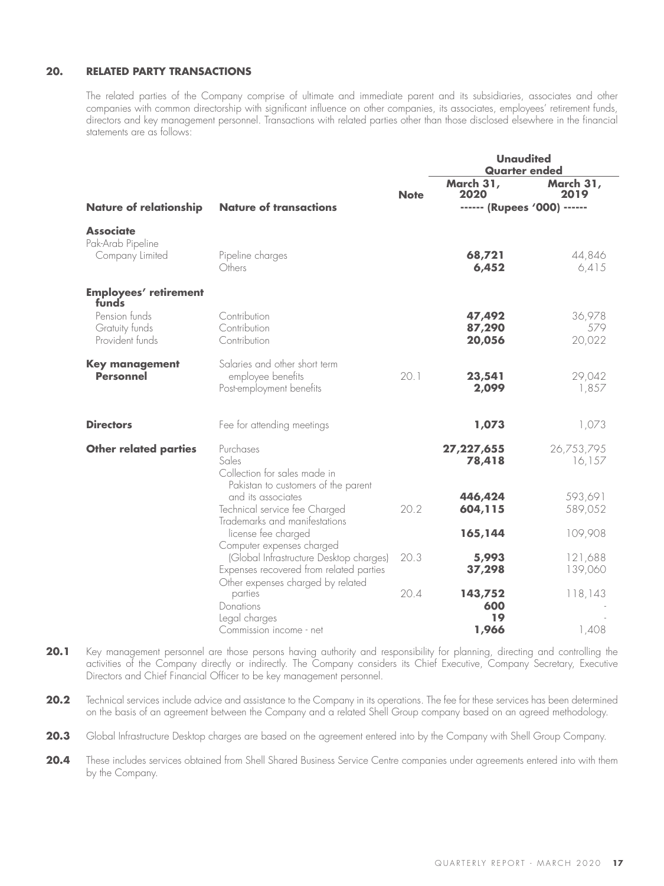## 20. RELATED PARTY TRANSACTIONS

The related parties of the Company comprise of ultimate and immediate parent and its subsidiaries, associates and other companies with common directorship with significant influence on other companies, its associates, employees' retirement funds, directors and key management personnel. Transactions with related parties other than those disclosed elsewhere in the financial statements are as follows:

| | | | **Unaudited Quarter ended** | |
|---|---|---|---|---|
| **Nature of relationship** | **Nature of transactions** | **Note** | **March 31, 2020** | **March 31, 2019** |
| | | | ------ (Rupees '000) ------ | |
| **Associate** | | | | |
| Pak-Arab Pipeline Company Limited | Pipeline charges | | **68,721** | 44,846 |
| | Others | | **6,452** | 6,415 |
| **Employees' retirement funds** | | | | |
| Pension funds | Contribution | | **47,492** | 36,978 |
| Gratuity funds | Contribution | | **87,290** | 579 |
| Provident funds | Contribution | | **20,056** | 20,022 |
| **Key management Personnel** | Salaries and other short term employee benefits | 20.1 | **23,541** | 29,042 |
| | Post-employment benefits | | **2,099** | 1,857 |
| **Directors** | Fee for attending meetings | | **1,073** | 1,073 |
| **Other related parties** | Purchases | | **27,227,655** | 26,753,795 |
| | Sales | | **78,418** | 16,157 |
| | Collection for sales made in Pakistan to customers of the parent and its associates | | **446,424** | 593,691 |
| | Technical service fee Charged | 20.2 | **604,115** | 589,052 |
| | Trademarks and manifestations license fee charged | | **165,144** | 109,908 |
| | Computer expenses charged (Global Infrastructure Desktop charges) | 20.3 | **5,993** | 121,688 |
| | Expenses recovered from related parties | | **37,298** | 139,060 |
| | Other expenses charged by related parties | 20.4 | **143,752** | 118,143 |
| | Donations | | **600** | - |
| | Legal charges | | **19** | - |
| | Commission income - net | | **1,966** | 1,408 |

**20.1** Key management personnel are those persons having authority and responsibility for planning, directing and controlling the activities of the Company directly or indirectly. The Company considers its Chief Executive, Company Secretary, Executive Directors and Chief Financial Officer to be key management personnel.

**20.2** Technical services include advice and assistance to the Company in its operations. The fee for these services has been determined on the basis of an agreement between the Company and a related Shell Group company based on an agreed methodology.

**20.3** Global Infrastructure Desktop charges are based on the agreement entered into by the Company with Shell Group Company.

**20.4** These includes services obtained from Shell Shared Business Service Centre companies under agreements entered into with them by the Company.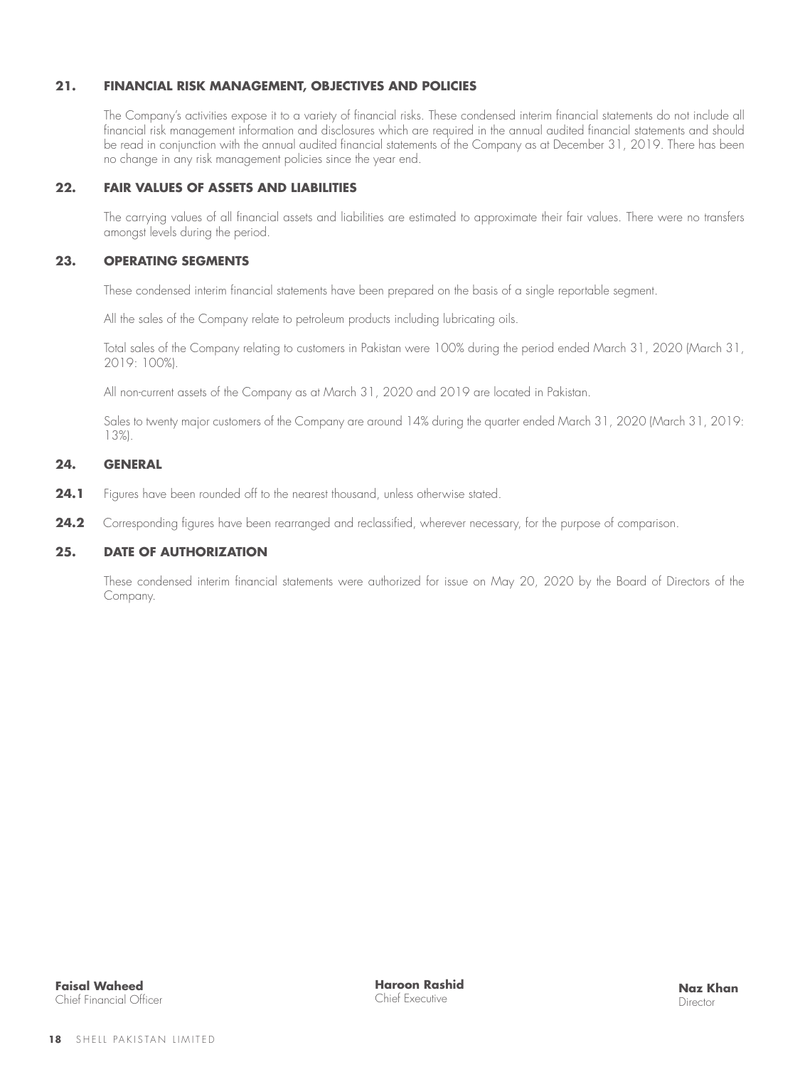## 21. FINANCIAL RISK MANAGEMENT, OBJECTIVES AND POLICIES

The Company's activities expose it to a variety of financial risks. These condensed interim financial statements do not include all financial risk management information and disclosures which are required in the annual audited financial statements and should be read in conjunction with the annual audited financial statements of the Company as at December 31, 2019. There has been no change in any risk management policies since the year end.

## 22. FAIR VALUES OF ASSETS AND LIABILITIES

The carrying values of all financial assets and liabilities are estimated to approximate their fair values. There were no transfers amongst levels during the period.

## 23. OPERATING SEGMENTS

These condensed interim financial statements have been prepared on the basis of a single reportable segment.

All the sales of the Company relate to petroleum products including lubricating oils.

Total sales of the Company relating to customers in Pakistan were 100% during the period ended March 31, 2020 (March 31, 2019: 100%).

All non-current assets of the Company as at March 31, 2020 and 2019 are located in Pakistan.

Sales to twenty major customers of the Company are around 14% during the quarter ended March 31, 2020 (March 31, 2019: 13%).

## 24. GENERAL

**24.1** Figures have been rounded off to the nearest thousand, unless otherwise stated.

**24.2** Corresponding figures have been rearranged and reclassified, wherever necessary, for the purpose of comparison.

## 25. DATE OF AUTHORIZATION

These condensed interim financial statements were authorized for issue on May 20, 2020 by the Board of Directors of the Company.

**Faisal Waheed**
Chief Financial Officer

**Haroon Rashid**
Chief Executive

**Naz Khan**
Director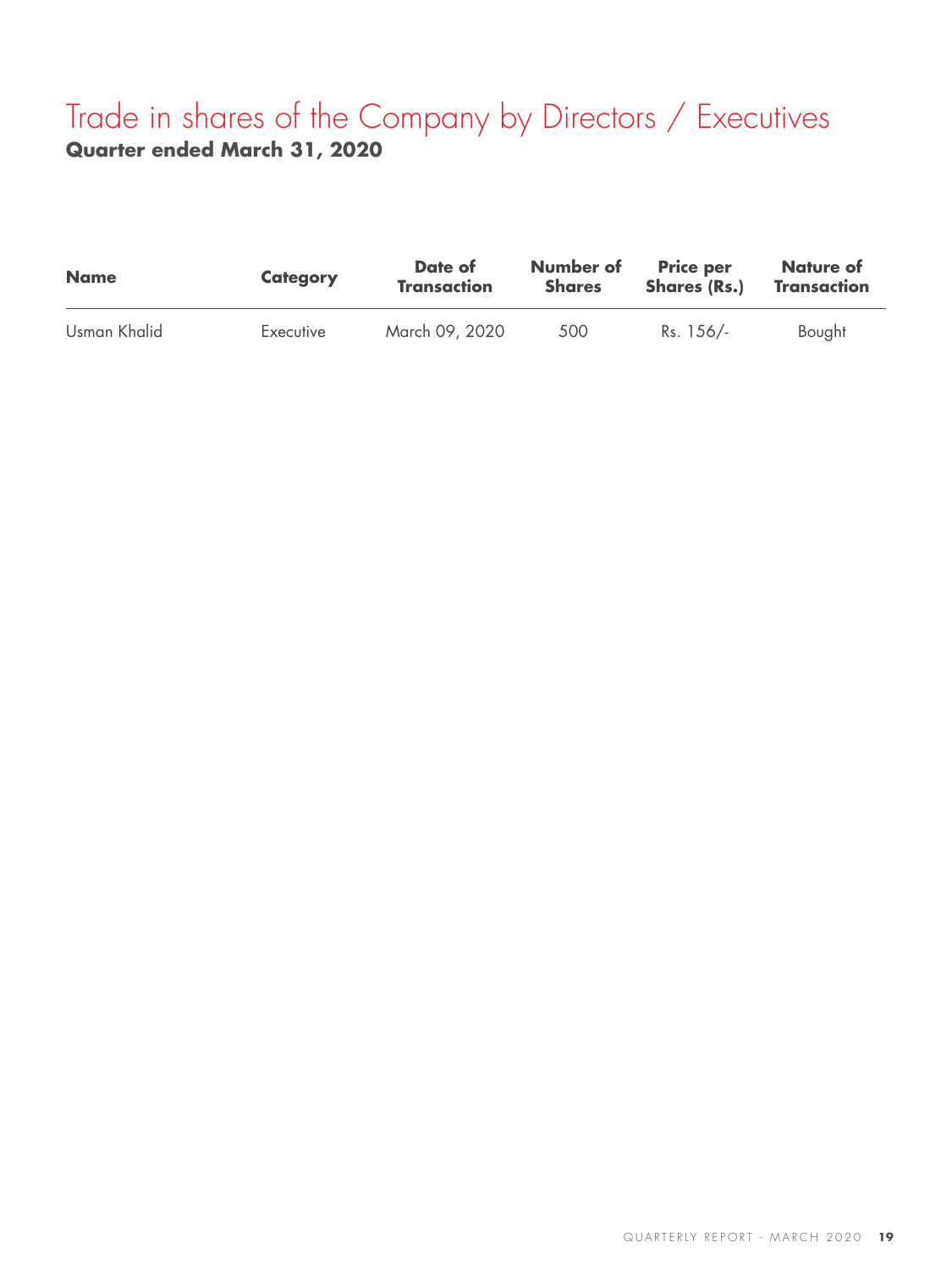# Trade in shares of the Company by Directors / Executives

**Quarter ended March 31, 2020**

| Name | Category | Date of Transaction | Number of Shares | Price per Shares (Rs.) | Nature of Transaction |
|---|---|---|---|---|---|
| Usman Khalid | Executive | March 09, 2020 | 500 | Rs. 156/- | Bought |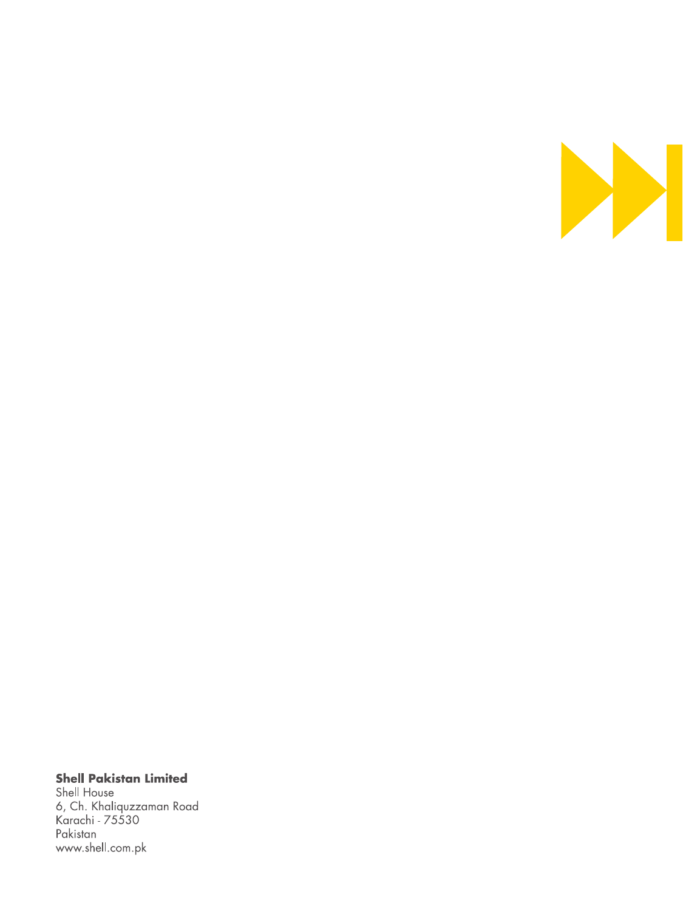**Shell Pakistan Limited**
Shell House
6, Ch. Khaliquzzaman Road
Karachi - 75530
Pakistan
www.shell.com.pk